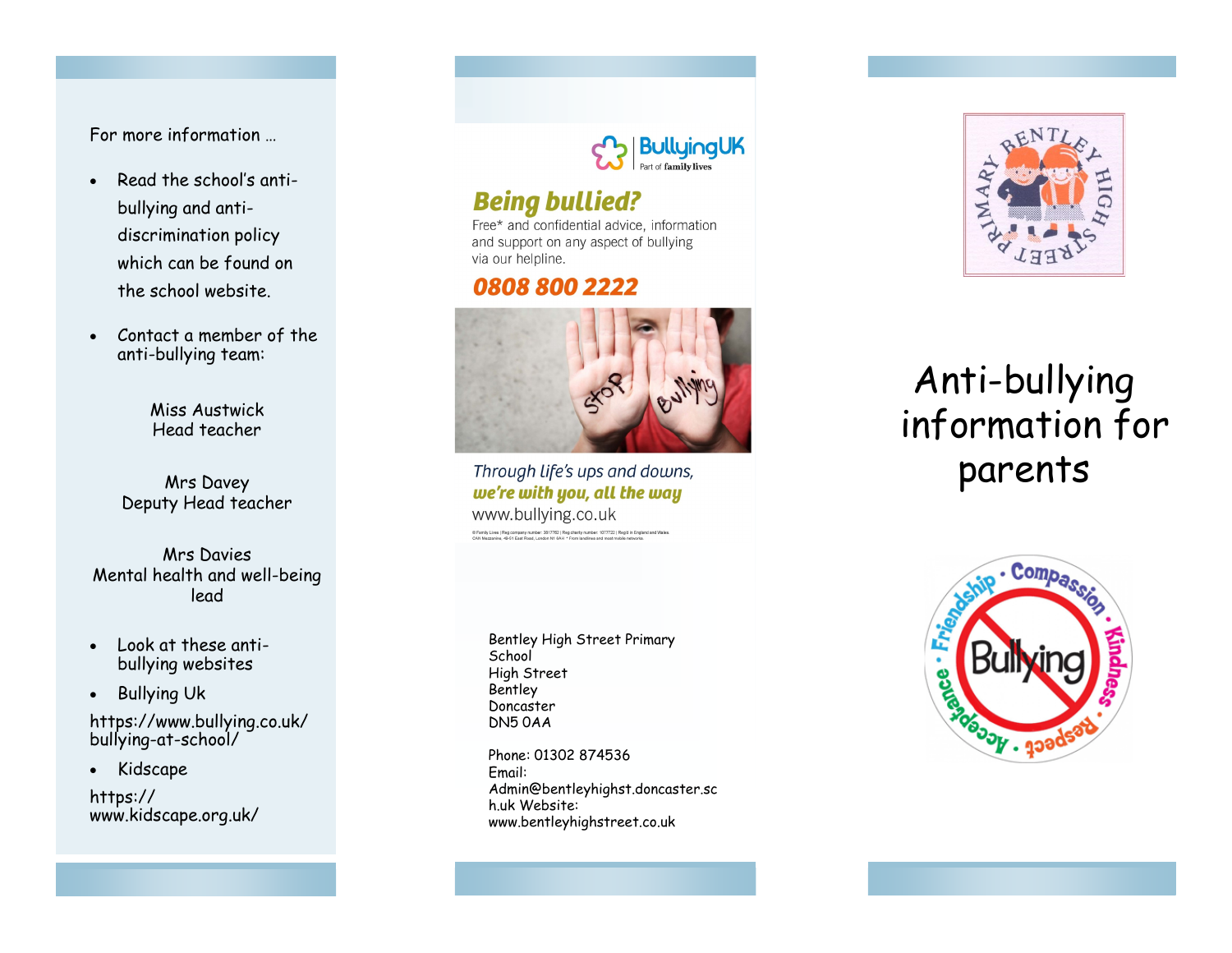For more information …

- Read the school's anti-bullying and anti-discrimination policy which can be found on the school website.
- Contact a member of the anti-bullying team:

Miss Austwick
Head teacher

Mrs Davey
Deputy Head teacher

Mrs Davies
Mental health and well-being lead

- Look at these anti-bullying websites
- Bullying Uk

https://www.bullying.co.uk/bullying-at-school/

- Kidscape

https://www.kidscape.org.uk/

BullyingUK
Part of family lives

## *Being bullied?*

Free* and confidential advice, information and support on any aspect of bullying via our helpline.

**0808 800 2222**

*Through life's ups and downs,*
***we're with you, all the way***

www.bullying.co.uk

© Family Lives | Reg company number: 3817762 | Reg charity number: 1077722 | Reg'd in England and Wales. CAN Mezzanine, 49-51 East Road, London N1 6AH * From landlines and most mobile networks.

Bentley High Street Primary School
High Street
Bentley
Doncaster
DN5 0AA

Phone: 01302 874536
Email: Admin@bentleyhighst.doncaster.sch.uk
Website: www.bentleyhighstreet.co.uk

BENTLEY HIGH STREET PRIMARY

# Anti-bullying information for parents

Friendship · Compassion · Kindness · Respect · Acceptance

Bullying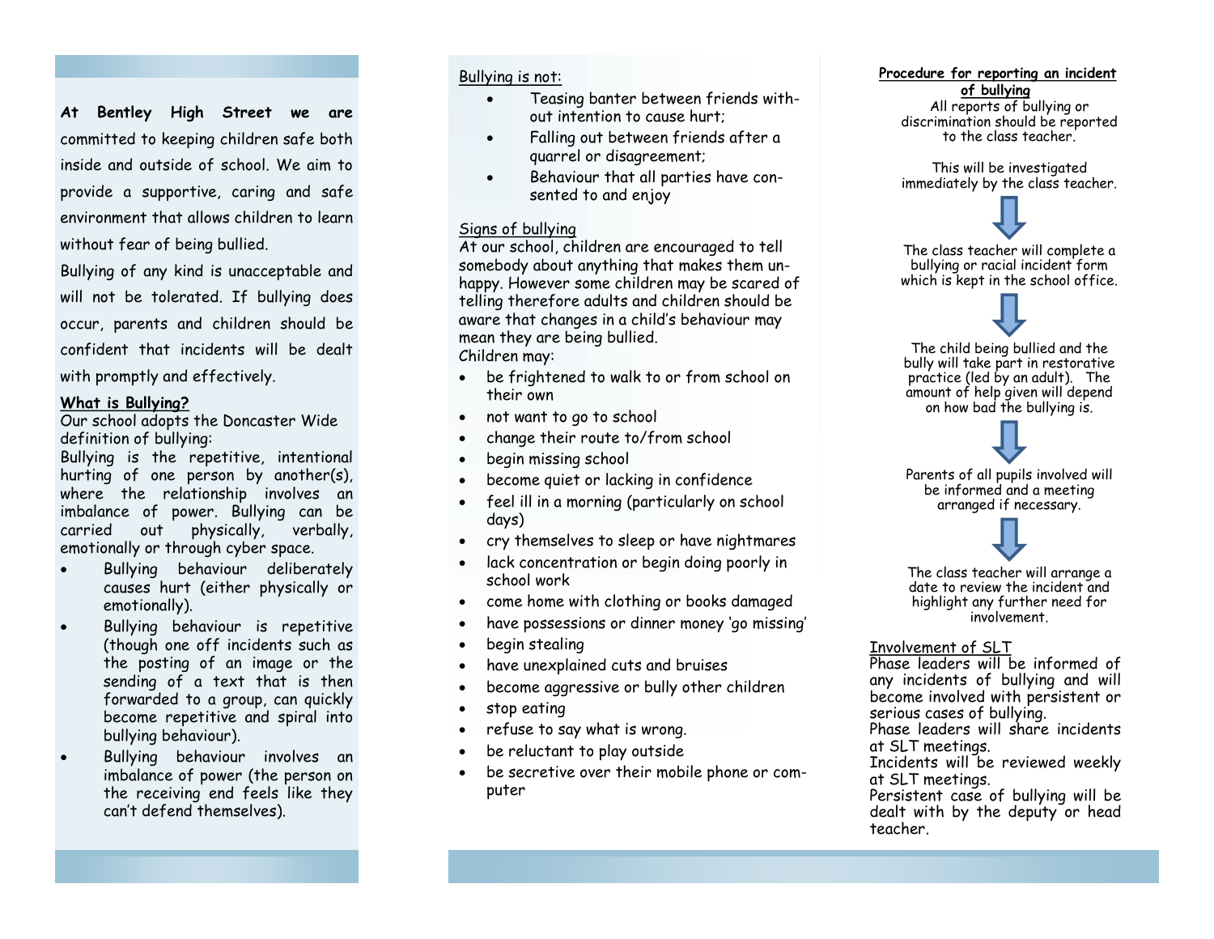**At Bentley High Street we are** committed to keeping children safe both inside and outside of school. We aim to provide a supportive, caring and safe environment that allows children to learn without fear of being bullied.

Bullying of any kind is unacceptable and will not be tolerated. If bullying does occur, parents and children should be confident that incidents will be dealt with promptly and effectively.

**What is Bullying?**

Our school adopts the Doncaster Wide definition of bullying:

Bullying is the repetitive, intentional hurting of one person by another(s), where the relationship involves an imbalance of power. Bullying can be carried out physically, verbally, emotionally or through cyber space.

- Bullying behaviour deliberately causes hurt (either physically or emotionally).
- Bullying behaviour is repetitive (though one off incidents such as the posting of an image or the sending of a text that is then forwarded to a group, can quickly become repetitive and spiral into bullying behaviour).
- Bullying behaviour involves an imbalance of power (the person on the receiving end feels like they can't defend themselves).

Bullying is not:

- Teasing banter between friends without intention to cause hurt;
- Falling out between friends after a quarrel or disagreement;
- Behaviour that all parties have consented to and enjoy

Signs of bullying

At our school, children are encouraged to tell somebody about anything that makes them unhappy. However some children may be scared of telling therefore adults and children should be aware that changes in a child's behaviour may mean they are being bullied.

Children may:

- be frightened to walk to or from school on their own
- not want to go to school
- change their route to/from school
- begin missing school
- become quiet or lacking in confidence
- feel ill in a morning (particularly on school days)
- cry themselves to sleep or have nightmares
- lack concentration or begin doing poorly in school work
- come home with clothing or books damaged
- have possessions or dinner money 'go missing'
- begin stealing
- have unexplained cuts and bruises
- become aggressive or bully other children
- stop eating
- refuse to say what is wrong.
- be reluctant to play outside
- be secretive over their mobile phone or computer

**Procedure for reporting an incident of bullying**

All reports of bullying or discrimination should be reported to the class teacher.

This will be investigated immediately by the class teacher.

↓

The class teacher will complete a bullying or racial incident form which is kept in the school office.

↓

The child being bullied and the bully will take part in restorative practice (led by an adult). The amount of help given will depend on how bad the bullying is.

↓

Parents of all pupils involved will be informed and a meeting arranged if necessary.

↓

The class teacher will arrange a date to review the incident and highlight any further need for involvement.

Involvement of SLT

Phase leaders will be informed of any incidents of bullying and will become involved with persistent or serious cases of bullying.

Phase leaders will share incidents at SLT meetings.

Incidents will be reviewed weekly at SLT meetings.

Persistent case of bullying will be dealt with by the deputy or head teacher.